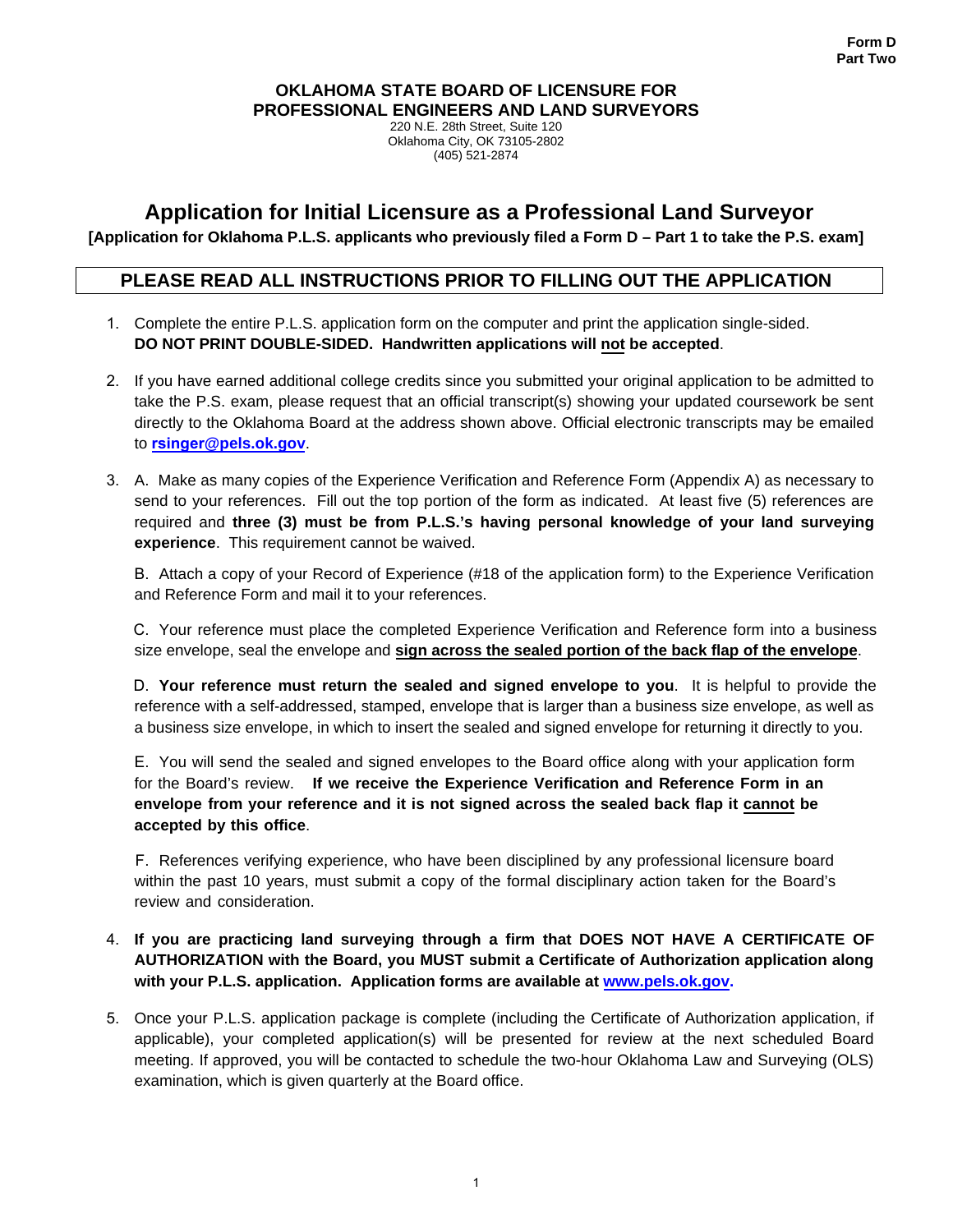**Form D**
**Part Two**

**OKLAHOMA STATE BOARD OF LICENSURE FOR PROFESSIONAL ENGINEERS AND LAND SURVEYORS**

220 N.E. 28th Street, Suite 120
Oklahoma City, OK 73105-2802
(405) 521-2874

# Application for Initial Licensure as a Professional Land Surveyor

**[Application for Oklahoma P.L.S. applicants who previously filed a Form D – Part 1 to take the P.S. exam]**

## PLEASE READ ALL INSTRUCTIONS PRIOR TO FILLING OUT THE APPLICATION

1. Complete the entire P.L.S. application form on the computer and print the application single-sided. **DO NOT PRINT DOUBLE-SIDED. Handwritten applications will not be accepted**.

2. If you have earned additional college credits since you submitted your original application to be admitted to take the P.S. exam, please request that an official transcript(s) showing your updated coursework be sent directly to the Oklahoma Board at the address shown above. Official electronic transcripts may be emailed to **rsinger@pels.ok.gov**.

3. A. Make as many copies of the Experience Verification and Reference Form (Appendix A) as necessary to send to your references. Fill out the top portion of the form as indicated. At least five (5) references are required and **three (3) must be from P.L.S.'s having personal knowledge of your land surveying experience**. This requirement cannot be waived.

   B. Attach a copy of your Record of Experience (#18 of the application form) to the Experience Verification and Reference Form and mail it to your references.

   C. Your reference must place the completed Experience Verification and Reference form into a business size envelope, seal the envelope and **sign across the sealed portion of the back flap of the envelope**.

   D. **Your reference must return the sealed and signed envelope to you**. It is helpful to provide the reference with a self-addressed, stamped, envelope that is larger than a business size envelope, as well as a business size envelope, in which to insert the sealed and signed envelope for returning it directly to you.

   E. You will send the sealed and signed envelopes to the Board office along with your application form for the Board's review. **If we receive the Experience Verification and Reference Form in an envelope from your reference and it is not signed across the sealed back flap it cannot be accepted by this office**.

   F. References verifying experience, who have been disciplined by any professional licensure board within the past 10 years, must submit a copy of the formal disciplinary action taken for the Board's review and consideration.

4. **If you are practicing land surveying through a firm that DOES NOT HAVE A CERTIFICATE OF AUTHORIZATION with the Board, you MUST submit a Certificate of Authorization application along with your P.L.S. application. Application forms are available at www.pels.ok.gov.**

5. Once your P.L.S. application package is complete (including the Certificate of Authorization application, if applicable), your completed application(s) will be presented for review at the next scheduled Board meeting. If approved, you will be contacted to schedule the two-hour Oklahoma Law and Surveying (OLS) examination, which is given quarterly at the Board office.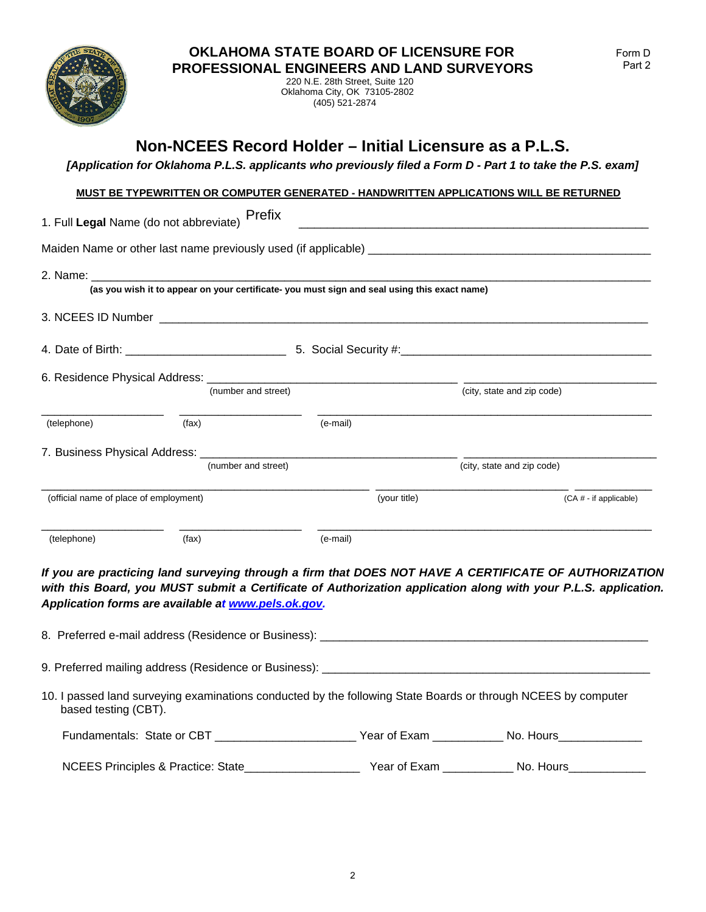**OKLAHOMA STATE BOARD OF LICENSURE FOR PROFESSIONAL ENGINEERS AND LAND SURVEYORS**

220 N.E. 28th Street, Suite 120
Oklahoma City, OK 73105-2802
(405) 521-2874

Form D
Part 2

# Non-NCEES Record Holder – Initial Licensure as a P.L.S.

***[Application for Oklahoma P.L.S. applicants who previously filed a Form D - Part 1 to take the P.S. exam]***

**MUST BE TYPEWRITTEN OR COMPUTER GENERATED - HANDWRITTEN APPLICATIONS WILL BE RETURNED**

1. Full **Legal** Name (do not abbreviate) Prefix ______________________________________________

Maiden Name or other last name previously used (if applicable) ______________________________________

2. Name: ______________________________________________________________________________
**(as you wish it to appear on your certificate- you must sign and seal using this exact name)**

3. NCEES ID Number ____________________________________________________________________

4. Date of Birth: ________________________ 5. Social Security #:____________________________________

6. Residence Physical Address: ______________________________________ ______________________________
(number and street) (city, state and zip code)

__________________ __________________ __________________________________________________
(telephone) (fax) (e-mail)

7. Business Physical Address: ______________________________________ ______________________________
(number and street) (city, state and zip code)

__________________________________________________ ____________________________ ____________
(official name of place of employment) (your title) (CA # - if applicable)

__________________ __________________ __________________________________________________
(telephone) (fax) (e-mail)

***If you are practicing land surveying through a firm that DOES NOT HAVE A CERTIFICATE OF AUTHORIZATION with this Board, you MUST submit a Certificate of Authorization application along with your P.L.S. application. Application forms are available at www.pels.ok.gov.***

8. Preferred e-mail address (Residence or Business): _______________________________________________

9. Preferred mailing address (Residence or Business): _______________________________________________

10. I passed land surveying examinations conducted by the following State Boards or through NCEES by computer based testing (CBT).

Fundamentals: State or CBT _____________________ Year of Exam ___________ No. Hours_____________

NCEES Principles & Practice: State__________________ Year of Exam ___________ No. Hours____________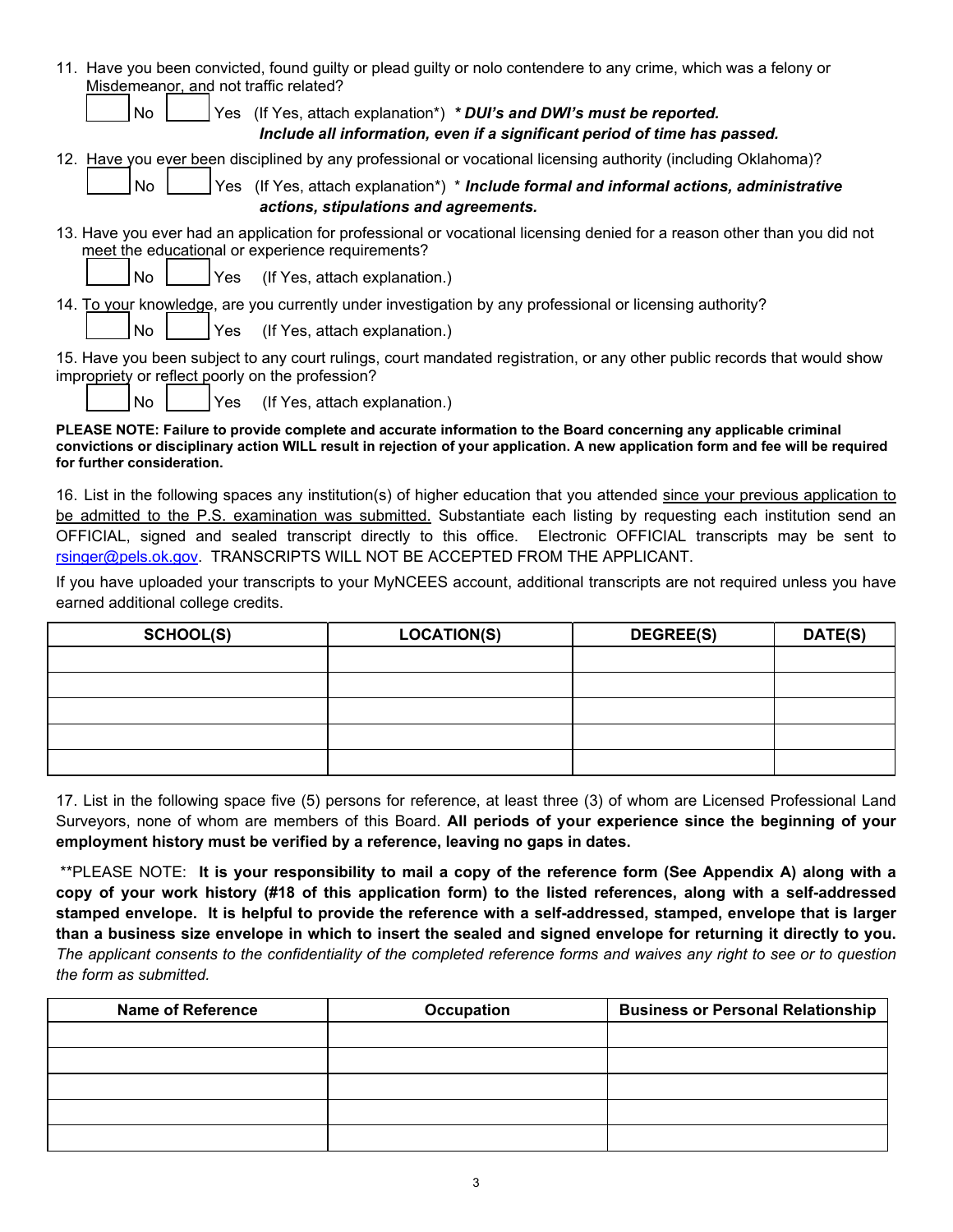11. Have you been convicted, found guilty or plead guilty or nolo contendere to any crime, which was a felony or Misdemeanor, and not traffic related?

☐ No ☐ Yes (If Yes, attach explanation*) ***\* DUI's and DWI's must be reported. Include all information, even if a significant period of time has passed.***

12. Have you ever been disciplined by any professional or vocational licensing authority (including Oklahoma)?

☐ No ☐ Yes (If Yes, attach explanation*) \* ***Include formal and informal actions, administrative actions, stipulations and agreements.***

13. Have you ever had an application for professional or vocational licensing denied for a reason other than you did not meet the educational or experience requirements?

☐ No ☐ Yes (If Yes, attach explanation.)

14. To your knowledge, are you currently under investigation by any professional or licensing authority?

☐ No ☐ Yes (If Yes, attach explanation.)

15. Have you been subject to any court rulings, court mandated registration, or any other public records that would show impropriety or reflect poorly on the profession?

☐ No ☐ Yes (If Yes, attach explanation.)

**PLEASE NOTE: Failure to provide complete and accurate information to the Board concerning any applicable criminal convictions or disciplinary action WILL result in rejection of your application. A new application form and fee will be required for further consideration.**

16. List in the following spaces any institution(s) of higher education that you attended since your previous application to be admitted to the P.S. examination was submitted. Substantiate each listing by requesting each institution send an OFFICIAL, signed and sealed transcript directly to this office. Electronic OFFICIAL transcripts may be sent to rsinger@pels.ok.gov. TRANSCRIPTS WILL NOT BE ACCEPTED FROM THE APPLICANT.

If you have uploaded your transcripts to your MyNCEES account, additional transcripts are not required unless you have earned additional college credits.

| SCHOOL(S) | LOCATION(S) | DEGREE(S) | DATE(S) |
|---|---|---|---|
| | | | |
| | | | |
| | | | |
| | | | |
| | | | |

17. List in the following space five (5) persons for reference, at least three (3) of whom are Licensed Professional Land Surveyors, none of whom are members of this Board. **All periods of your experience since the beginning of your employment history must be verified by a reference, leaving no gaps in dates.**

\*\*PLEASE NOTE: **It is your responsibility to mail a copy of the reference form (See Appendix A) along with a copy of your work history (#18 of this application form) to the listed references, along with a self-addressed stamped envelope. It is helpful to provide the reference with a self-addressed, stamped, envelope that is larger than a business size envelope in which to insert the sealed and signed envelope for returning it directly to you.** *The applicant consents to the confidentiality of the completed reference forms and waives any right to see or to question the form as submitted.*

| Name of Reference | Occupation | Business or Personal Relationship |
|---|---|---|
| | | |
| | | |
| | | |
| | | |
| | | |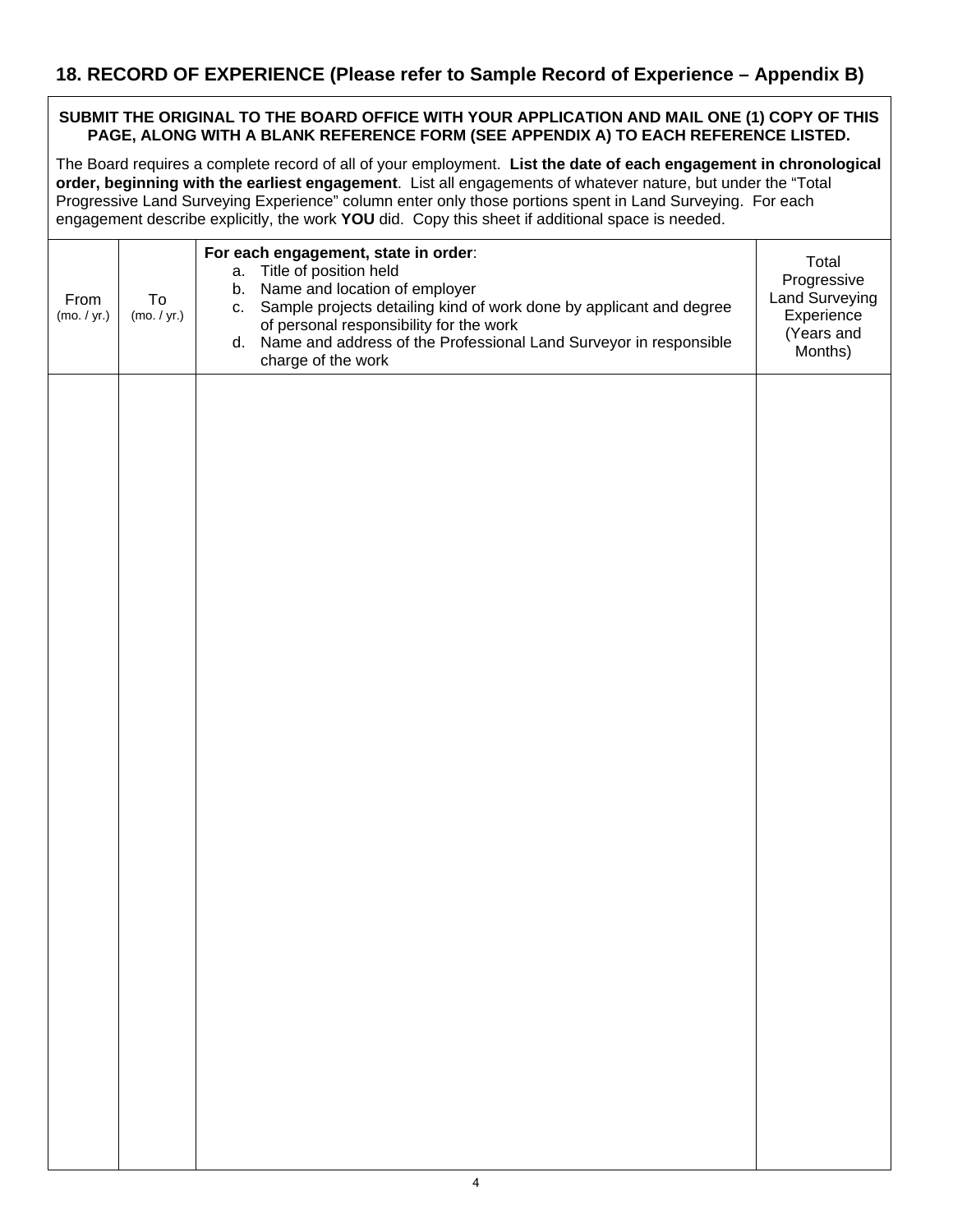## 18. RECORD OF EXPERIENCE (Please refer to Sample Record of Experience – Appendix B)

**SUBMIT THE ORIGINAL TO THE BOARD OFFICE WITH YOUR APPLICATION AND MAIL ONE (1) COPY OF THIS PAGE, ALONG WITH A BLANK REFERENCE FORM (SEE APPENDIX A) TO EACH REFERENCE LISTED.**

The Board requires a complete record of all of your employment. **List the date of each engagement in chronological order, beginning with the earliest engagement**. List all engagements of whatever nature, but under the "Total Progressive Land Surveying Experience" column enter only those portions spent in Land Surveying. For each engagement describe explicitly, the work **YOU** did. Copy this sheet if additional space is needed.

| From (mo. / yr.) | To (mo. / yr.) | **For each engagement, state in order**: a. Title of position held b. Name and location of employer c. Sample projects detailing kind of work done by applicant and degree of personal responsibility for the work d. Name and address of the Professional Land Surveyor in responsible charge of the work | Total Progressive Land Surveying Experience (Years and Months) |
|---|---|---|---|
| | | | |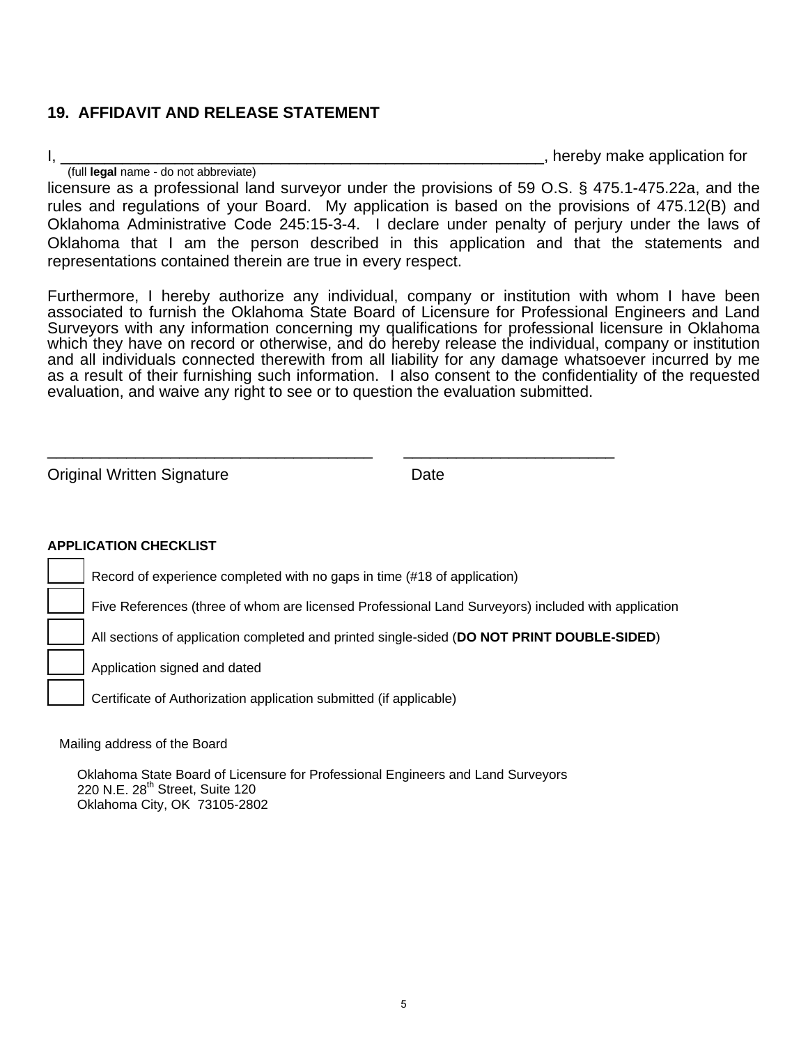## 19. AFFIDAVIT AND RELEASE STATEMENT

I, \_\_\_\_\_\_\_\_\_\_\_\_\_\_\_\_\_\_\_\_\_\_\_\_\_\_\_\_\_\_\_\_\_\_\_\_\_\_\_\_\_\_\_\_\_\_\_\_\_\_\_\_\_\_\_\_, hereby make application for
(full **legal** name - do not abbreviate)

licensure as a professional land surveyor under the provisions of 59 O.S. § 475.1-475.22a, and the rules and regulations of your Board. My application is based on the provisions of 475.12(B) and Oklahoma Administrative Code 245:15-3-4. I declare under penalty of perjury under the laws of Oklahoma that I am the person described in this application and that the statements and representations contained therein are true in every respect.

Furthermore, I hereby authorize any individual, company or institution with whom I have been associated to furnish the Oklahoma State Board of Licensure for Professional Engineers and Land Surveyors with any information concerning my qualifications for professional licensure in Oklahoma which they have on record or otherwise, and do hereby release the individual, company or institution and all individuals connected therewith from all liability for any damage whatsoever incurred by me as a result of their furnishing such information. I also consent to the confidentiality of the requested evaluation, and waive any right to see or to question the evaluation submitted.

\_\_\_\_\_\_\_\_\_\_\_\_\_\_\_\_\_\_\_\_\_\_\_\_\_\_\_\_\_\_\_\_\_\_\_\_ \_\_\_\_\_\_\_\_\_\_\_\_\_\_\_\_\_\_\_\_\_\_\_\_
Original Written Signature Date

**APPLICATION CHECKLIST**

- ☐ Record of experience completed with no gaps in time (#18 of application)
- ☐ Five References (three of whom are licensed Professional Land Surveyors) included with application
- ☐ All sections of application completed and printed single-sided (**DO NOT PRINT DOUBLE-SIDED**)
- ☐ Application signed and dated
- ☐ Certificate of Authorization application submitted (if applicable)

Mailing address of the Board

Oklahoma State Board of Licensure for Professional Engineers and Land Surveyors
220 N.E. 28th Street, Suite 120
Oklahoma City, OK 73105-2802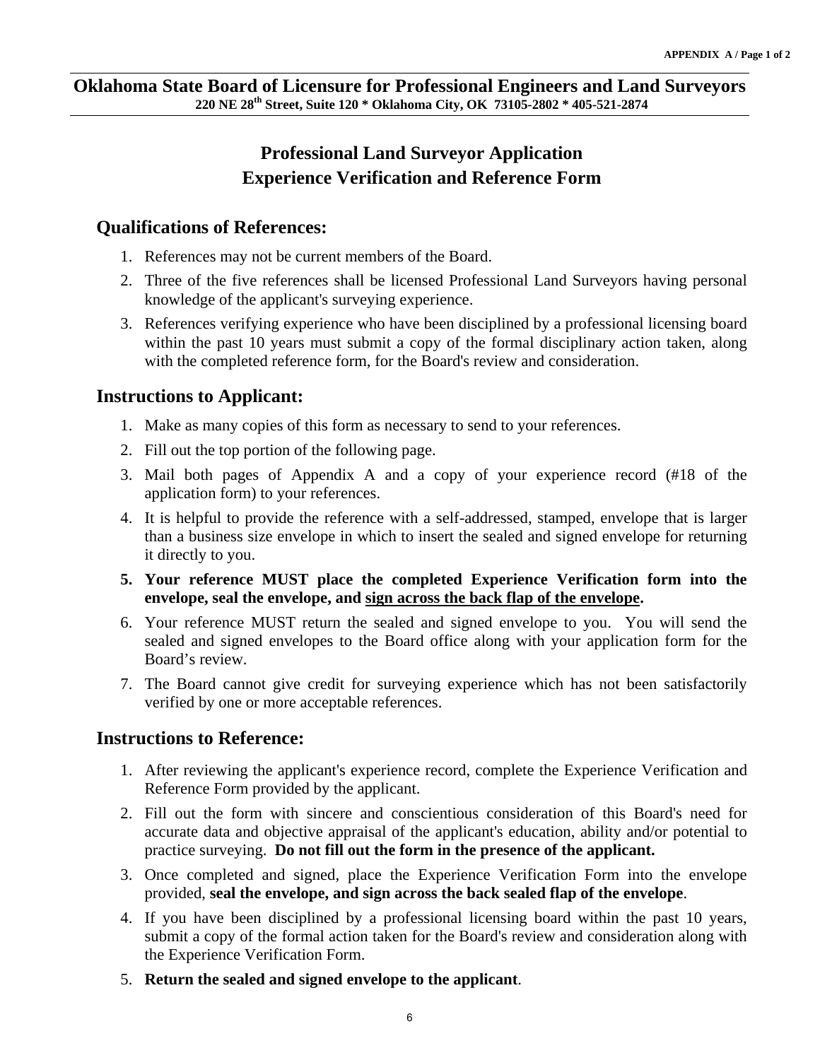**Oklahoma State Board of Licensure for Professional Engineers and Land Surveyors**
**220 NE 28th Street, Suite 120 * Oklahoma City, OK 73105-2802 * 405-521-2874**

# Professional Land Surveyor Application
# Experience Verification and Reference Form

## Qualifications of References:

1. References may not be current members of the Board.
2. Three of the five references shall be licensed Professional Land Surveyors having personal knowledge of the applicant's surveying experience.
3. References verifying experience who have been disciplined by a professional licensing board within the past 10 years must submit a copy of the formal disciplinary action taken, along with the completed reference form, for the Board's review and consideration.

## Instructions to Applicant:

1. Make as many copies of this form as necessary to send to your references.
2. Fill out the top portion of the following page.
3. Mail both pages of Appendix A and a copy of your experience record (#18 of the application form) to your references.
4. It is helpful to provide the reference with a self-addressed, stamped, envelope that is larger than a business size envelope in which to insert the sealed and signed envelope for returning it directly to you.
5. **Your reference MUST place the completed Experience Verification form into the envelope, seal the envelope, and <u>sign across the back flap of the envelope</u>.**
6. Your reference MUST return the sealed and signed envelope to you. You will send the sealed and signed envelopes to the Board office along with your application form for the Board's review.
7. The Board cannot give credit for surveying experience which has not been satisfactorily verified by one or more acceptable references.

## Instructions to Reference:

1. After reviewing the applicant's experience record, complete the Experience Verification and Reference Form provided by the applicant.
2. Fill out the form with sincere and conscientious consideration of this Board's need for accurate data and objective appraisal of the applicant's education, ability and/or potential to practice surveying. **Do not fill out the form in the presence of the applicant.**
3. Once completed and signed, place the Experience Verification Form into the envelope provided, **seal the envelope, and sign across the back sealed flap of the envelope**.
4. If you have been disciplined by a professional licensing board within the past 10 years, submit a copy of the formal action taken for the Board's review and consideration along with the Experience Verification Form.
5. **Return the sealed and signed envelope to the applicant**.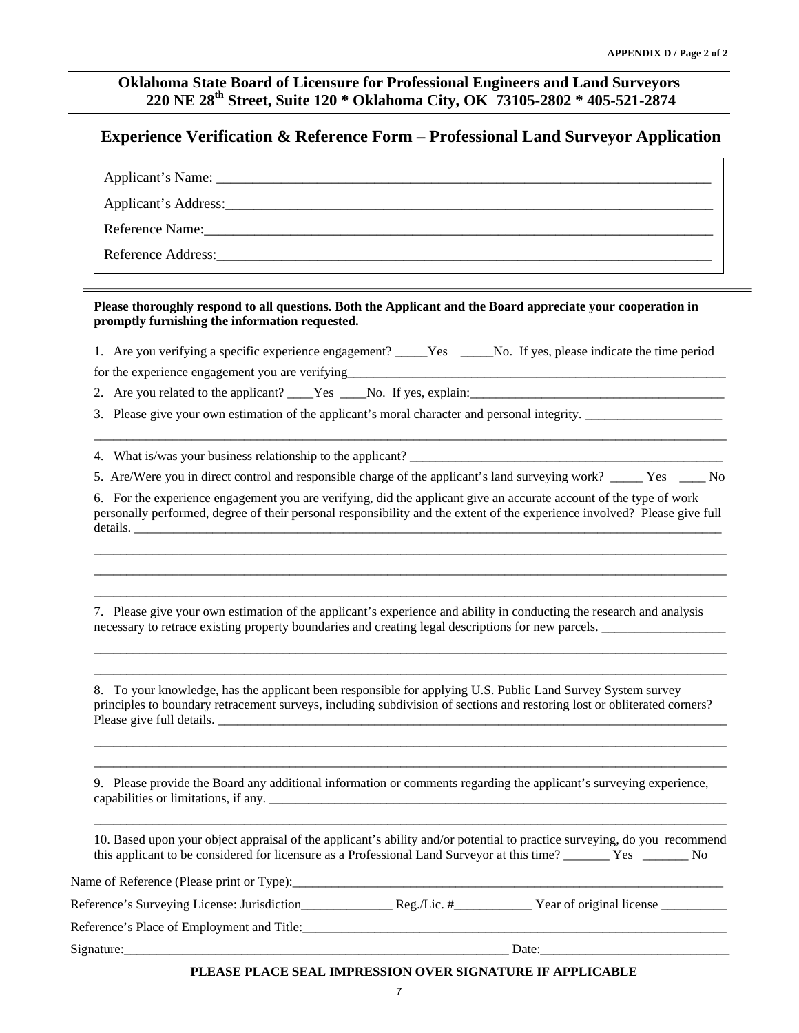**Oklahoma State Board of Licensure for Professional Engineers and Land Surveyors**
**220 NE 28th Street, Suite 120 * Oklahoma City, OK 73105-2802 * 405-521-2874**

## Experience Verification & Reference Form – Professional Land Surveyor Application

Applicant's Name: ____________________________________________________________________

Applicant's Address:__________________________________________________________________

Reference Name:_____________________________________________________________________

Reference Address:___________________________________________________________________

---

**Please thoroughly respond to all questions. Both the Applicant and the Board appreciate your cooperation in promptly furnishing the information requested.**

1. Are you verifying a specific experience engagement? _____Yes _____No. If yes, please indicate the time period for the experience engagement you are verifying______________________________________________________

2. Are you related to the applicant? ____Yes ____No. If yes, explain:______________________________________

3. Please give your own estimation of the applicant's moral character and personal integrity. ____________________
_____________________________________________________________________________________________

4. What is/was your business relationship to the applicant? _______________________________________________

5. Are/Were you in direct control and responsible charge of the applicant's land surveying work? _____ Yes ____ No

6. For the experience engagement you are verifying, did the applicant give an accurate account of the type of work personally performed, degree of their personal responsibility and the extent of the experience involved? Please give full details. ______________________________________________________________________________________
_____________________________________________________________________________________________
_____________________________________________________________________________________________
_____________________________________________________________________________________________

7. Please give your own estimation of the applicant's experience and ability in conducting the research and analysis necessary to retrace existing property boundaries and creating legal descriptions for new parcels. __________________
_____________________________________________________________________________________________
_____________________________________________________________________________________________

8. To your knowledge, has the applicant been responsible for applying U.S. Public Land Survey System survey principles to boundary retracement surveys, including subdivision of sections and restoring lost or obliterated corners? Please give full details. ________________________________________________________________________
_____________________________________________________________________________________________
_____________________________________________________________________________________________

9. Please provide the Board any additional information or comments regarding the applicant's surveying experience, capabilities or limitations, if any. _________________________________________________________________
_____________________________________________________________________________________________

10. Based upon your object appraisal of the applicant's ability and/or potential to practice surveying, do you recommend this applicant to be considered for licensure as a Professional Land Surveyor at this time? _______ Yes _______ No

Name of Reference (Please print or Type):_______________________________________________________________

Reference's Surveying License: Jurisdiction______________ Reg./Lic. #____________ Year of original license __________

Reference's Place of Employment and Title:______________________________________________________________

Signature:_______________________________________________________ Date:___________________________

**PLEASE PLACE SEAL IMPRESSION OVER SIGNATURE IF APPLICABLE**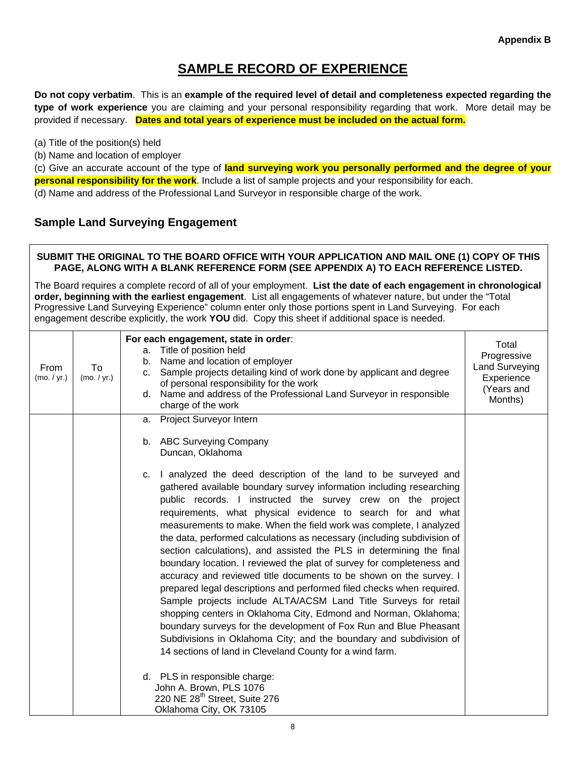**Appendix B**

# SAMPLE RECORD OF EXPERIENCE

**Do not copy verbatim**. This is an **example of the required level of detail and completeness expected regarding the type of work experience** you are claiming and your personal responsibility regarding that work. More detail may be provided if necessary. **Dates and total years of experience must be included on the actual form.**

(a) Title of the position(s) held
(b) Name and location of employer
(c) Give an accurate account of the type of **land surveying work you personally performed and the degree of your personal responsibility for the work**. Include a list of sample projects and your responsibility for each.
(d) Name and address of the Professional Land Surveyor in responsible charge of the work.

## Sample Land Surveying Engagement

**SUBMIT THE ORIGINAL TO THE BOARD OFFICE WITH YOUR APPLICATION AND MAIL ONE (1) COPY OF THIS PAGE, ALONG WITH A BLANK REFERENCE FORM (SEE APPENDIX A) TO EACH REFERENCE LISTED.**

The Board requires a complete record of all of your employment. **List the date of each engagement in chronological order, beginning with the earliest engagement**. List all engagements of whatever nature, but under the "Total Progressive Land Surveying Experience" column enter only those portions spent in Land Surveying. For each engagement describe explicitly, the work **YOU** did. Copy this sheet if additional space is needed.

| From (mo. / yr.) | To (mo. / yr.) | **For each engagement, state in order**:<br>a. Title of position held<br>b. Name and location of employer<br>c. Sample projects detailing kind of work done by applicant and degree of personal responsibility for the work<br>d. Name and address of the Professional Land Surveyor in responsible charge of the work | Total Progressive Land Surveying Experience (Years and Months) |
|---|---|---|---|
| | | a. Project Surveyor Intern<br><br>b. ABC Surveying Company<br>Duncan, Oklahoma<br><br>c. I analyzed the deed description of the land to be surveyed and gathered available boundary survey information including researching public records. I instructed the survey crew on the project requirements, what physical evidence to search for and what measurements to make. When the field work was complete, I analyzed the data, performed calculations as necessary (including subdivision of section calculations), and assisted the PLS in determining the final boundary location. I reviewed the plat of survey for completeness and accuracy and reviewed title documents to be shown on the survey. I prepared legal descriptions and performed filed checks when required. Sample projects include ALTA/ACSM Land Title Surveys for retail shopping centers in Oklahoma City, Edmond and Norman, Oklahoma; boundary surveys for the development of Fox Run and Blue Pheasant Subdivisions in Oklahoma City; and the boundary and subdivision of 14 sections of land in Cleveland County for a wind farm.<br><br>d. PLS in responsible charge:<br>John A. Brown, PLS 1076<br>220 NE 28th Street, Suite 276<br>Oklahoma City, OK 73105 | |